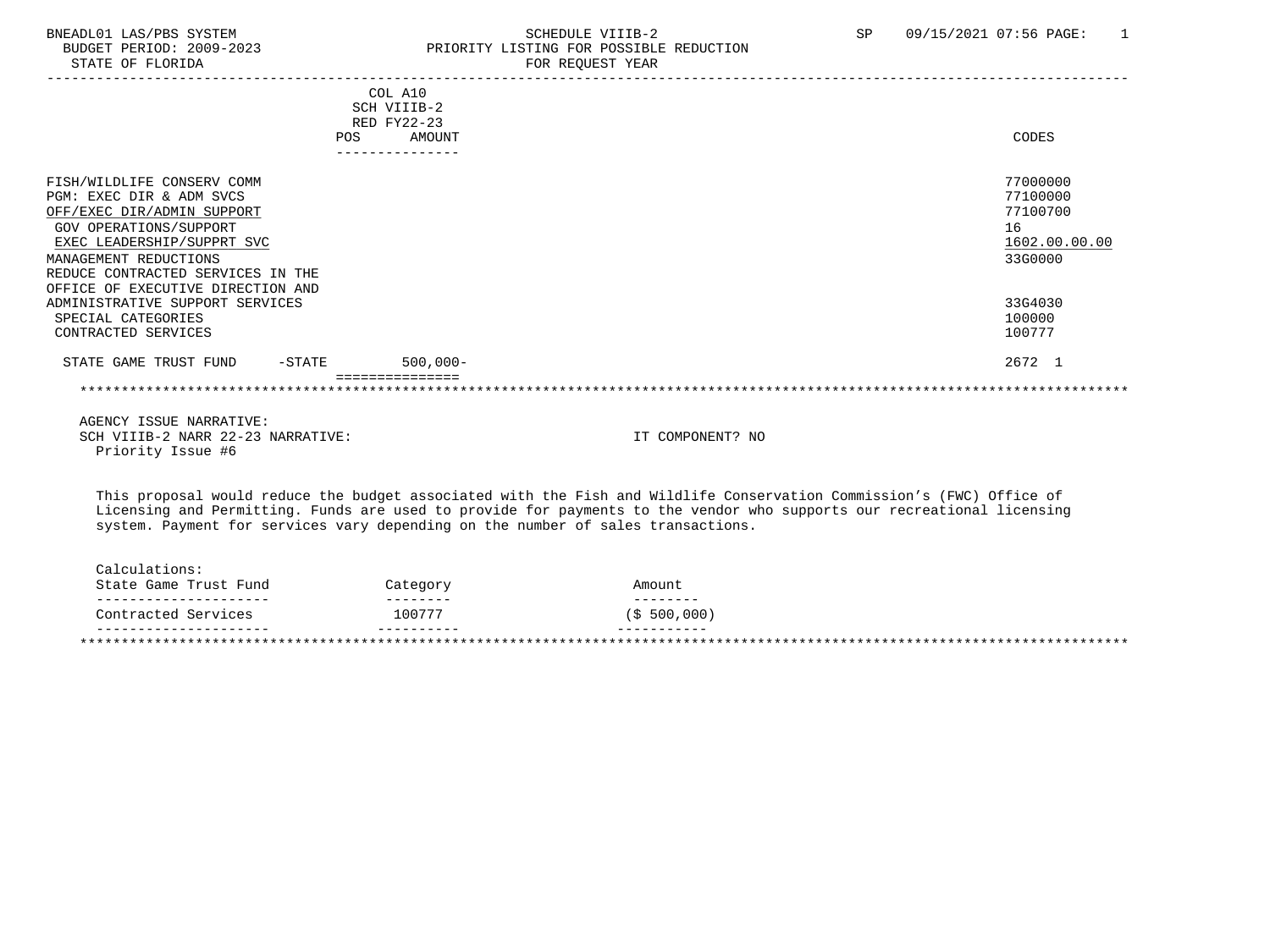BNEADL01 LAS/PBS SYSTEM
BUDGET PERIOD: 2009-2023
STATE OF FLORIDA

SCHEDULE VIIIB-2
PRIORITY LISTING FOR POSSIBLE REDUCTION
FOR REQUEST YEAR

SP 09/15/2021 07:56

| | COL A10 SCH VIIIB-2 RED FY22-23 POS AMOUNT | CODES |
|---|---|---|
| FISH/WILDLIFE CONSERV COMM | | 77000000 |
| PGM: EXEC DIR & ADM SVCS | | 77100000 |
| OFF/EXEC DIR/ADMIN SUPPORT | | 77100700 |
| GOV OPERATIONS/SUPPORT | | 16 |
| EXEC LEADERSHIP/SUPPRT SVC | | 1602.00.00.00 |
| MANAGEMENT REDUCTIONS | | 33G0000 |
| REDUCE CONTRACTED SERVICES IN THE OFFICE OF EXECUTIVE DIRECTION AND ADMINISTRATIVE SUPPORT SERVICES | | 33G4030 |
| SPECIAL CATEGORIES | | 100000 |
| CONTRACTED SERVICES | | 100777 |
| STATE GAME TRUST FUND -STATE | 500,000- | 2672 1 |

AGENCY ISSUE NARRATIVE:
SCH VIIIB-2 NARR 22-23 NARRATIVE: IT COMPONENT? NO
Priority Issue #6

This proposal would reduce the budget associated with the Fish and Wildlife Conservation Commission's (FWC) Office of Licensing and Permitting. Funds are used to provide for payments to the vendor who supports our recreational licensing system. Payment for services vary depending on the number of sales transactions.

Calculations:

| State Game Trust Fund | Category | Amount |
|---|---|---|
| Contracted Services | 100777 | ($ 500,000) |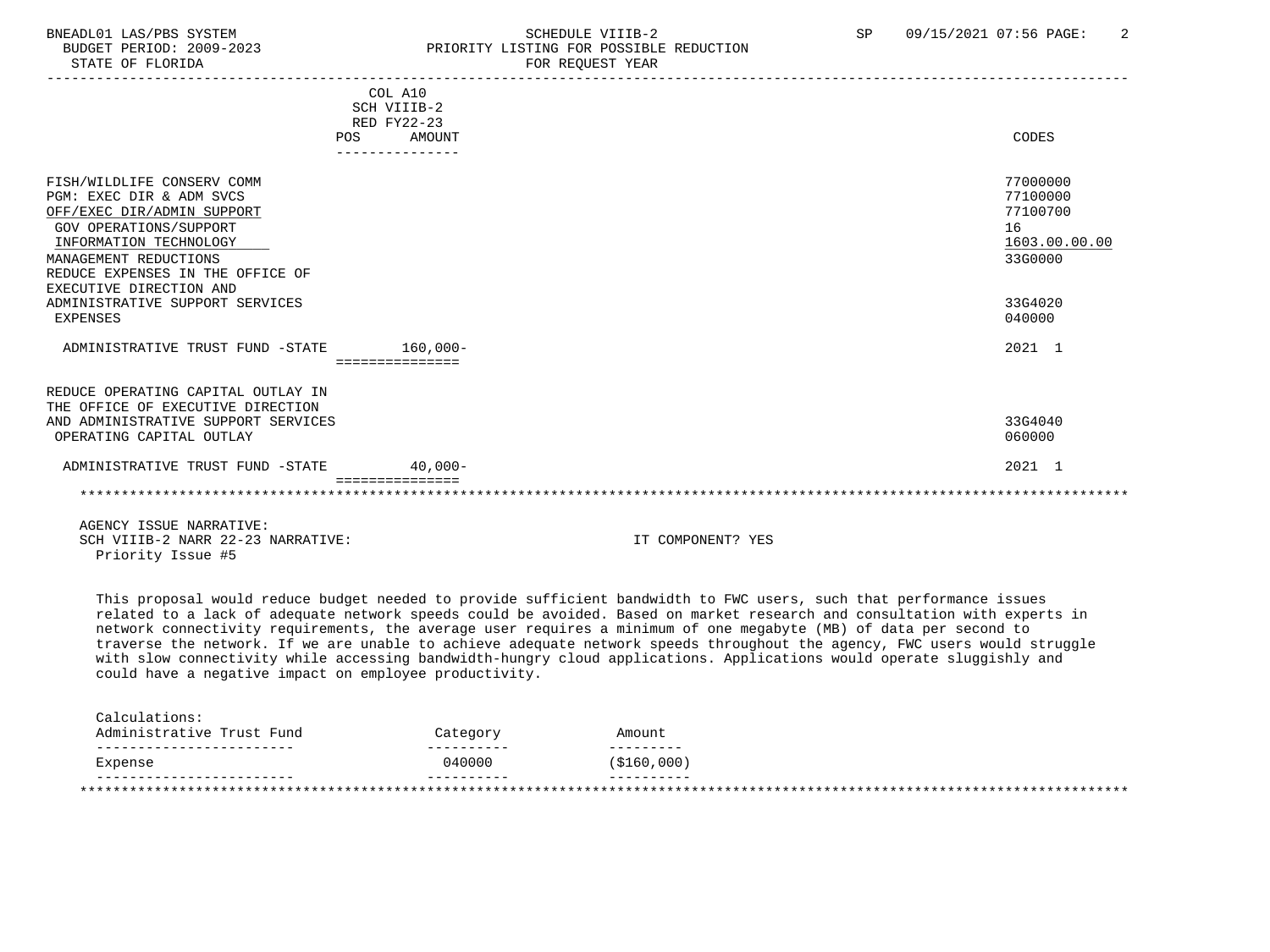| | COL A10 SCH VIIIB-2 RED FY22-23 POS AMOUNT | CODES |
|---|---|---|
| FISH/WILDLIFE CONSERV COMM | | 77000000 |
| PGM: EXEC DIR & ADM SVCS | | 77100000 |
| OFF/EXEC DIR/ADMIN SUPPORT | | 77100700 |
| GOV OPERATIONS/SUPPORT | | 16 |
| INFORMATION TECHNOLOGY | | 1603.00.00.00 |
| MANAGEMENT REDUCTIONS | | 33G0000 |
| REDUCE EXPENSES IN THE OFFICE OF EXECUTIVE DIRECTION AND ADMINISTRATIVE SUPPORT SERVICES | | 33G4020 |
| EXPENSES | | 040000 |
| ADMINISTRATIVE TRUST FUND -STATE | 160,000- | 2021 1 |
| REDUCE OPERATING CAPITAL OUTLAY IN THE OFFICE OF EXECUTIVE DIRECTION AND ADMINISTRATIVE SUPPORT SERVICES | | 33G4040 |
| OPERATING CAPITAL OUTLAY | | 060000 |
| ADMINISTRATIVE TRUST FUND -STATE | 40,000- | 2021 1 |

AGENCY ISSUE NARRATIVE:
SCH VIIIB-2 NARR 22-23 NARRATIVE: IT COMPONENT? YES
Priority Issue #5

This proposal would reduce budget needed to provide sufficient bandwidth to FWC users, such that performance issues related to a lack of adequate network speeds could be avoided. Based on market research and consultation with experts in network connectivity requirements, the average user requires a minimum of one megabyte (MB) of data per second to traverse the network. If we are unable to achieve adequate network speeds throughout the agency, FWC users would struggle with slow connectivity while accessing bandwidth-hungry cloud applications. Applications would operate sluggishly and could have a negative impact on employee productivity.

Calculations:

| Administrative Trust Fund | Category | Amount |
|---|---|---|
| Expense | 040000 | ($160,000) |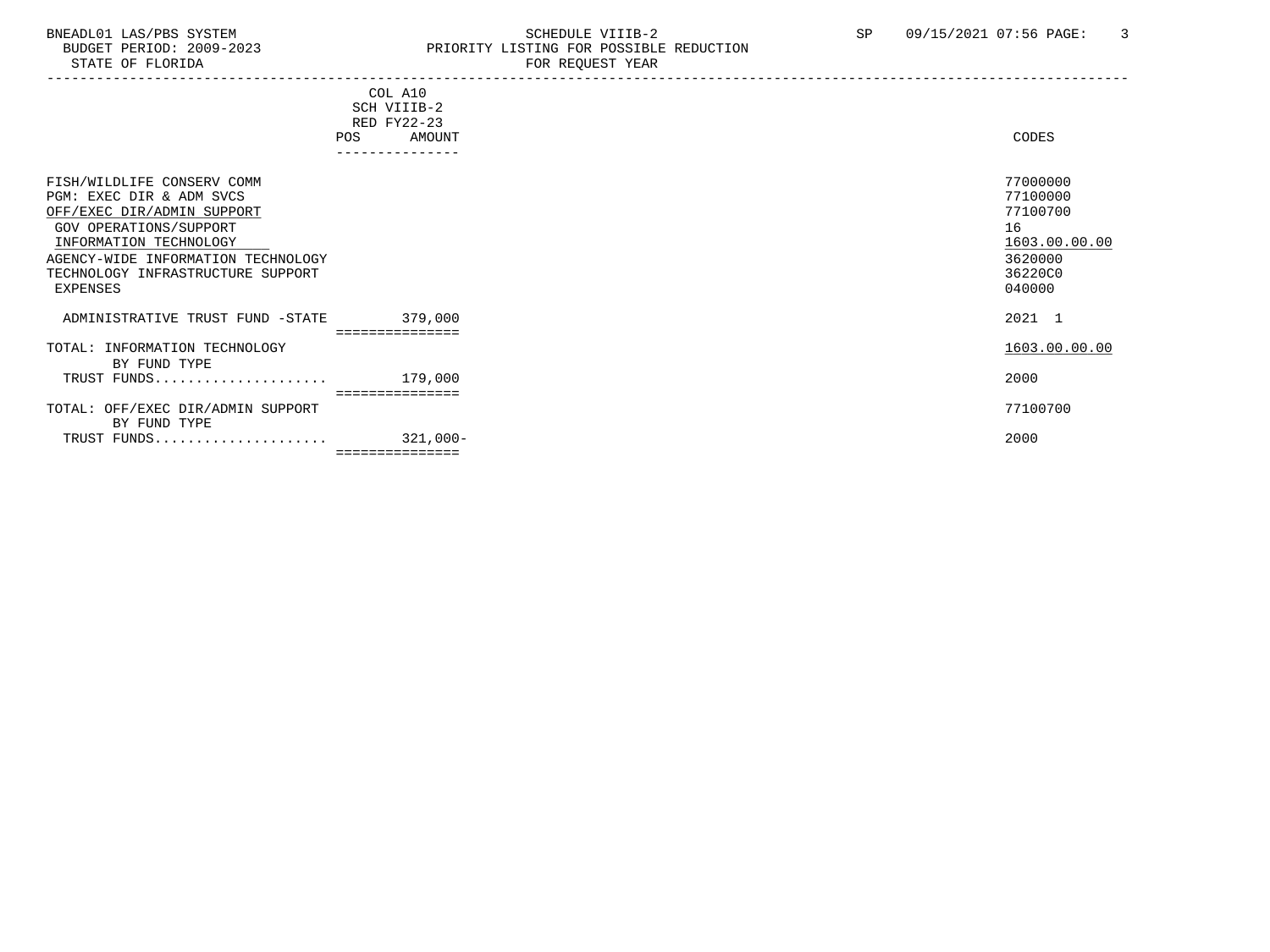BNEADL01 LAS/PBS SYSTEM — SCHEDULE VIIIB-2 — SP 09/15/2021 07:56

BUDGET PERIOD: 2009-2023 — PRIORITY LISTING FOR POSSIBLE REDUCTION

STATE OF FLORIDA — FOR REQUEST YEAR

| | COL A10 SCH VIIIB-2 RED FY22-23 POS | AMOUNT | CODES |
|---|---|---|---|
| FISH/WILDLIFE CONSERV COMM | | | 77000000 |
| PGM: EXEC DIR & ADM SVCS | | | 77100000 |
| OFF/EXEC DIR/ADMIN SUPPORT | | | 77100700 |
| GOV OPERATIONS/SUPPORT | | | 16 |
| INFORMATION TECHNOLOGY | | | 1603.00.00.00 |
| AGENCY-WIDE INFORMATION TECHNOLOGY | | | 3620000 |
| TECHNOLOGY INFRASTRUCTURE SUPPORT | | | 36220C0 |
| EXPENSES | | | 040000 |
| ADMINISTRATIVE TRUST FUND -STATE | | 379,000 | 2021 1 |
| TOTAL: INFORMATION TECHNOLOGY | | | 1603.00.00.00 |
| BY FUND TYPE | | | |
| TRUST FUNDS..................... | | 179,000 | 2000 |
| TOTAL: OFF/EXEC DIR/ADMIN SUPPORT | | | 77100700 |
| BY FUND TYPE | | | |
| TRUST FUNDS..................... | | 321,000- | 2000 |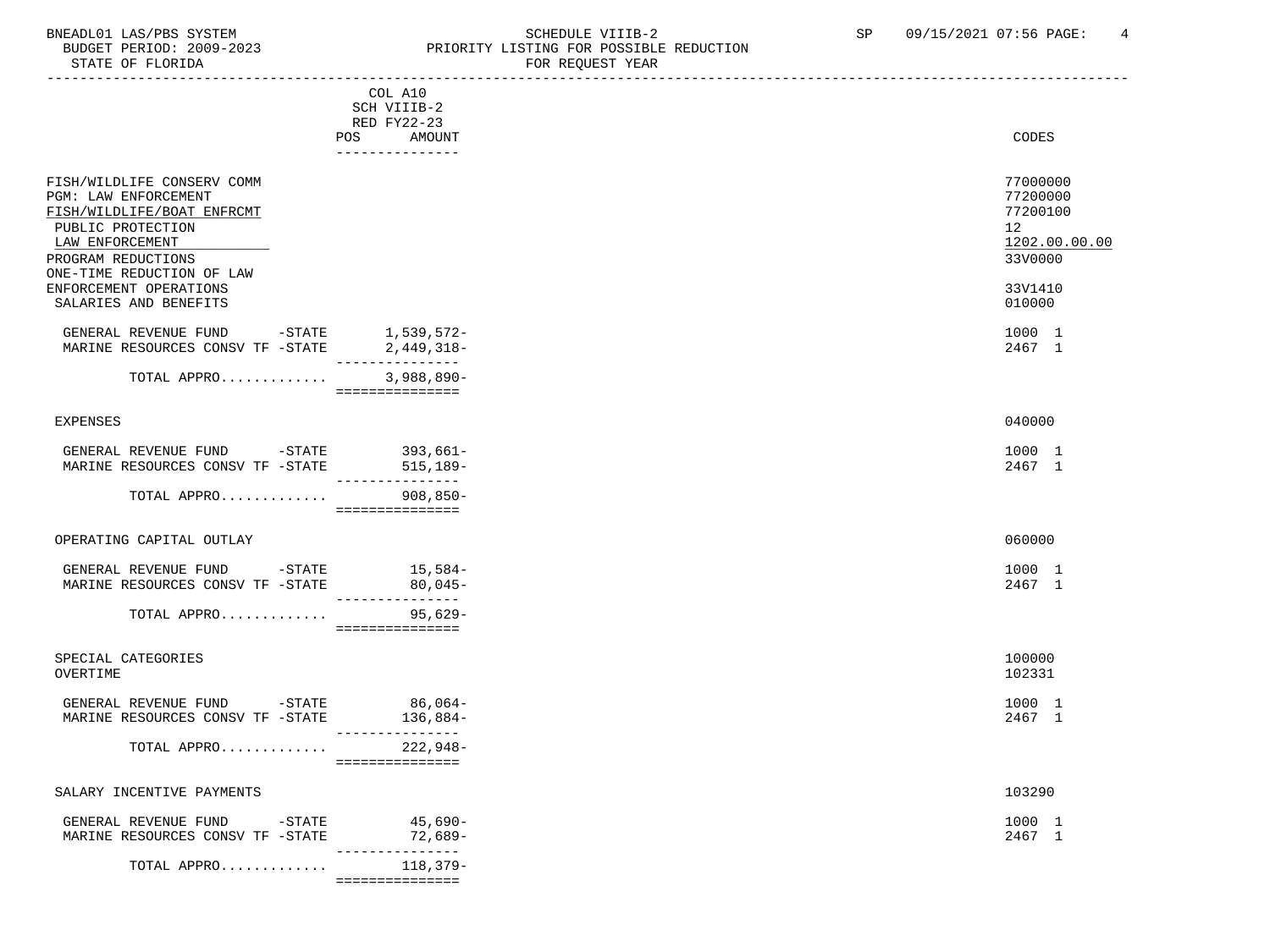BNEADL01 LAS/PBS SYSTEM SCHEDULE VIIIB-2 SP 09/15/2021 07:56

BUDGET PERIOD: 2009-2023 PRIORITY LISTING FOR POSSIBLE REDUCTION

STATE OF FLORIDA FOR REQUEST YEAR

| | COL A10 SCH VIIIB-2 RED FY22-23 POS AMOUNT | CODES |
|---|---|---|
| FISH/WILDLIFE CONSERV COMM | | 77000000 |
| PGM: LAW ENFORCEMENT | | 77200000 |
| FISH/WILDLIFE/BOAT ENFRCMT | | 77200100 |
| PUBLIC PROTECTION | | 12 |
| LAW ENFORCEMENT | | 1202.00.00.00 |
| PROGRAM REDUCTIONS | | 33V0000 |
| ONE-TIME REDUCTION OF LAW ENFORCEMENT OPERATIONS | | 33V1410 |
| SALARIES AND BENEFITS | | 010000 |
| GENERAL REVENUE FUND -STATE | 1,539,572- | 1000 1 |
| MARINE RESOURCES CONSV TF -STATE | 2,449,318- | 2467 1 |
| TOTAL APPRO............ | 3,988,890- | |
| EXPENSES | | 040000 |
| GENERAL REVENUE FUND -STATE | 393,661- | 1000 1 |
| MARINE RESOURCES CONSV TF -STATE | 515,189- | 2467 1 |
| TOTAL APPRO............ | 908,850- | |
| OPERATING CAPITAL OUTLAY | | 060000 |
| GENERAL REVENUE FUND -STATE | 15,584- | 1000 1 |
| MARINE RESOURCES CONSV TF -STATE | 80,045- | 2467 1 |
| TOTAL APPRO............ | 95,629- | |
| SPECIAL CATEGORIES | | 100000 |
| OVERTIME | | 102331 |
| GENERAL REVENUE FUND -STATE | 86,064- | 1000 1 |
| MARINE RESOURCES CONSV TF -STATE | 136,884- | 2467 1 |
| TOTAL APPRO............ | 222,948- | |
| SALARY INCENTIVE PAYMENTS | | 103290 |
| GENERAL REVENUE FUND -STATE | 45,690- | 1000 1 |
| MARINE RESOURCES CONSV TF -STATE | 72,689- | 2467 1 |
| TOTAL APPRO............ | 118,379- | |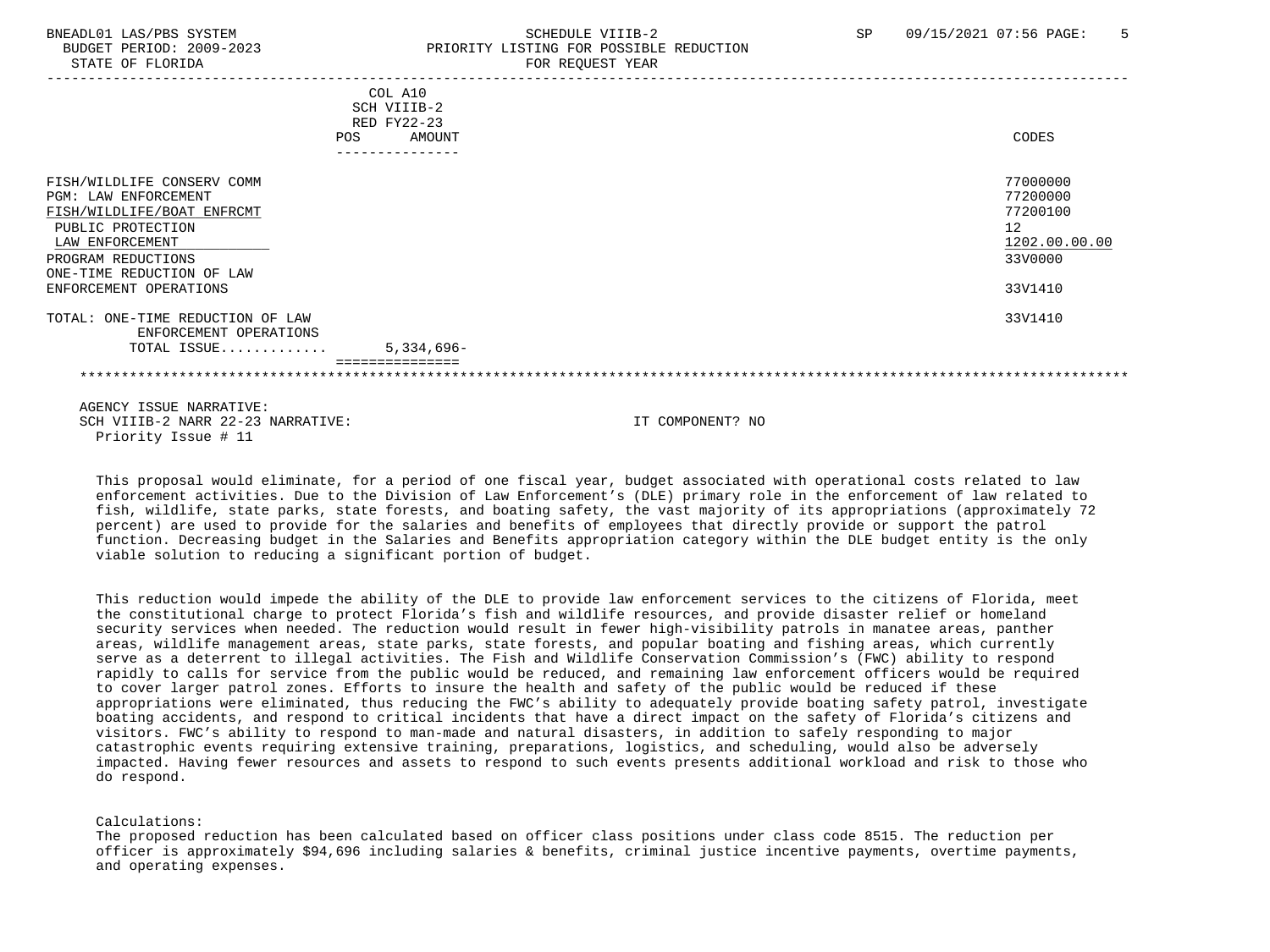BNEADL01 LAS/PBS SYSTEM — SCHEDULE VIIIB-2 — SP 09/15/2021 07:56
BUDGET PERIOD: 2009-2023 — PRIORITY LISTING FOR POSSIBLE REDUCTION
STATE OF FLORIDA — FOR REQUEST YEAR

| | COL A10 SCH VIIIB-2 RED FY22-23 POS | AMOUNT | CODES |
|---|---|---|---|
| FISH/WILDLIFE CONSERV COMM | | | 77000000 |
| PGM: LAW ENFORCEMENT | | | 77200000 |
| FISH/WILDLIFE/BOAT ENFRCMT | | | 77200100 |
| PUBLIC PROTECTION | | | 12 |
| LAW ENFORCEMENT | | | 1202.00.00.00 |
| PROGRAM REDUCTIONS | | | 33V0000 |
| ONE-TIME REDUCTION OF LAW ENFORCEMENT OPERATIONS | | | 33V1410 |
| TOTAL: ONE-TIME REDUCTION OF LAW ENFORCEMENT OPERATIONS | | | 33V1410 |
| TOTAL ISSUE............ | | 5,334,696- | |

AGENCY ISSUE NARRATIVE:
SCH VIIIB-2 NARR 22-23 NARRATIVE: IT COMPONENT? NO
Priority Issue # 11

This proposal would eliminate, for a period of one fiscal year, budget associated with operational costs related to law enforcement activities. Due to the Division of Law Enforcement's (DLE) primary role in the enforcement of law related to fish, wildlife, state parks, state forests, and boating safety, the vast majority of its appropriations (approximately 72 percent) are used to provide for the salaries and benefits of employees that directly provide or support the patrol function. Decreasing budget in the Salaries and Benefits appropriation category within the DLE budget entity is the only viable solution to reducing a significant portion of budget.

This reduction would impede the ability of the DLE to provide law enforcement services to the citizens of Florida, meet the constitutional charge to protect Florida's fish and wildlife resources, and provide disaster relief or homeland security services when needed. The reduction would result in fewer high-visibility patrols in manatee areas, panther areas, wildlife management areas, state parks, state forests, and popular boating and fishing areas, which currently serve as a deterrent to illegal activities. The Fish and Wildlife Conservation Commission's (FWC) ability to respond rapidly to calls for service from the public would be reduced, and remaining law enforcement officers would be required to cover larger patrol zones. Efforts to insure the health and safety of the public would be reduced if these appropriations were eliminated, thus reducing the FWC's ability to adequately provide boating safety patrol, investigate boating accidents, and respond to critical incidents that have a direct impact on the safety of Florida's citizens and visitors. FWC's ability to respond to man-made and natural disasters, in addition to safely responding to major catastrophic events requiring extensive training, preparations, logistics, and scheduling, would also be adversely impacted. Having fewer resources and assets to respond to such events presents additional workload and risk to those who do respond.

Calculations:
The proposed reduction has been calculated based on officer class positions under class code 8515. The reduction per officer is approximately $94,696 including salaries & benefits, criminal justice incentive payments, overtime payments, and operating expenses.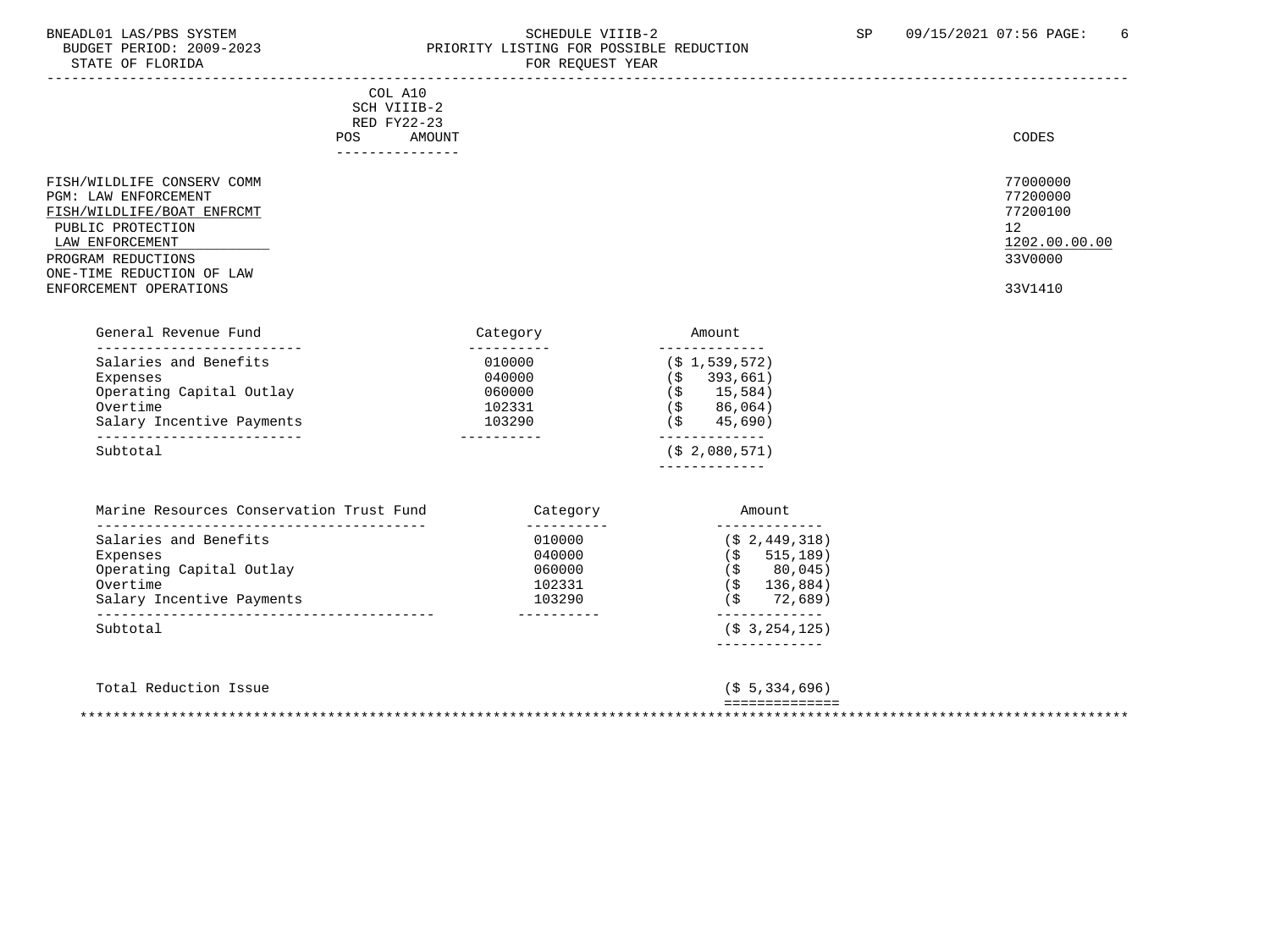COL A10
SCH VIIIB-2
RED FY22-23
POS AMOUNT

| | CODES |
|---|---|
| FISH/WILDLIFE CONSERV COMM | 77000000 |
| PGM: LAW ENFORCEMENT | 77200000 |
| FISH/WILDLIFE/BOAT ENFRCMT | 77200100 |
| PUBLIC PROTECTION | 12 |
| LAW ENFORCEMENT | 1202.00.00.00 |
| PROGRAM REDUCTIONS | 33V0000 |
| ONE-TIME REDUCTION OF LAW ENFORCEMENT OPERATIONS | 33V1410 |

| General Revenue Fund | Category | Amount |
|---|---|---|
| Salaries and Benefits | 010000 | ($ 1,539,572) |
| Expenses | 040000 | ($ 393,661) |
| Operating Capital Outlay | 060000 | ($ 15,584) |
| Overtime | 102331 | ($ 86,064) |
| Salary Incentive Payments | 103290 | ($ 45,690) |
| Subtotal | | ($ 2,080,571) |

| Marine Resources Conservation Trust Fund | Category | Amount |
|---|---|---|
| Salaries and Benefits | 010000 | ($ 2,449,318) |
| Expenses | 040000 | ($ 515,189) |
| Operating Capital Outlay | 060000 | ($ 80,045) |
| Overtime | 102331 | ($ 136,884) |
| Salary Incentive Payments | 103290 | ($ 72,689) |
| Subtotal | | ($ 3,254,125) |

| | | |
|---|---|---|
| Total Reduction Issue | | ($ 5,334,696) |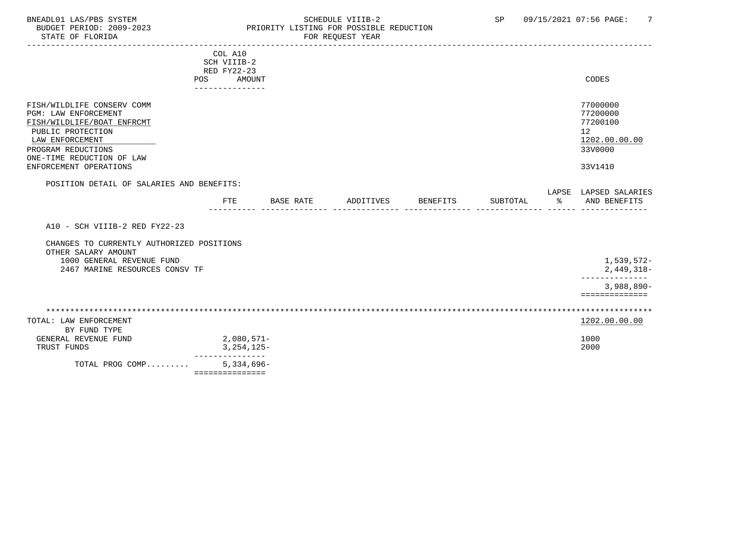BNEADL01 LAS/PBS SYSTEM — SCHEDULE VIIIB-2 — SP 09/15/2021 07:56

BUDGET PERIOD: 2009-2023 — PRIORITY LISTING FOR POSSIBLE REDUCTION

STATE OF FLORIDA — FOR REQUEST YEAR

| | COL A10 SCH VIIIB-2 RED FY22-23 POS AMOUNT | CODES |
|---|---|---|
| FISH/WILDLIFE CONSERV COMM | | 77000000 |
| PGM: LAW ENFORCEMENT | | 77200000 |
| FISH/WILDLIFE/BOAT ENFRCMT | | 77200100 |
| PUBLIC PROTECTION | | 12 |
| LAW ENFORCEMENT | | 1202.00.00.00 |
| PROGRAM REDUCTIONS | | 33V0000 |
| ONE-TIME REDUCTION OF LAW ENFORCEMENT OPERATIONS | | 33V1410 |

POSITION DETAIL OF SALARIES AND BENEFITS:

| | FTE | BASE RATE | ADDITIVES | BENEFITS | SUBTOTAL | LAPSE % | LAPSED SALARIES AND BENEFITS |
|---|---|---|---|---|---|---|---|
| A10 - SCH VIIIB-2 RED FY22-23 | | | | | | | |
| CHANGES TO CURRENTLY AUTHORIZED POSITIONS | | | | | | | |
| OTHER SALARY AMOUNT | | | | | | | |
| 1000 GENERAL REVENUE FUND | | | | | | | 1,539,572- |
| 2467 MARINE RESOURCES CONSV TF | | | | | | | 2,449,318- |
| | | | | | | | 3,988,890- |

| TOTAL: LAW ENFORCEMENT | | 1202.00.00.00 |
|---|---|---|
| BY FUND TYPE | | |
| GENERAL REVENUE FUND | 2,080,571- | 1000 |
| TRUST FUNDS | 3,254,125- | 2000 |
| TOTAL PROG COMP......... | 5,334,696- | |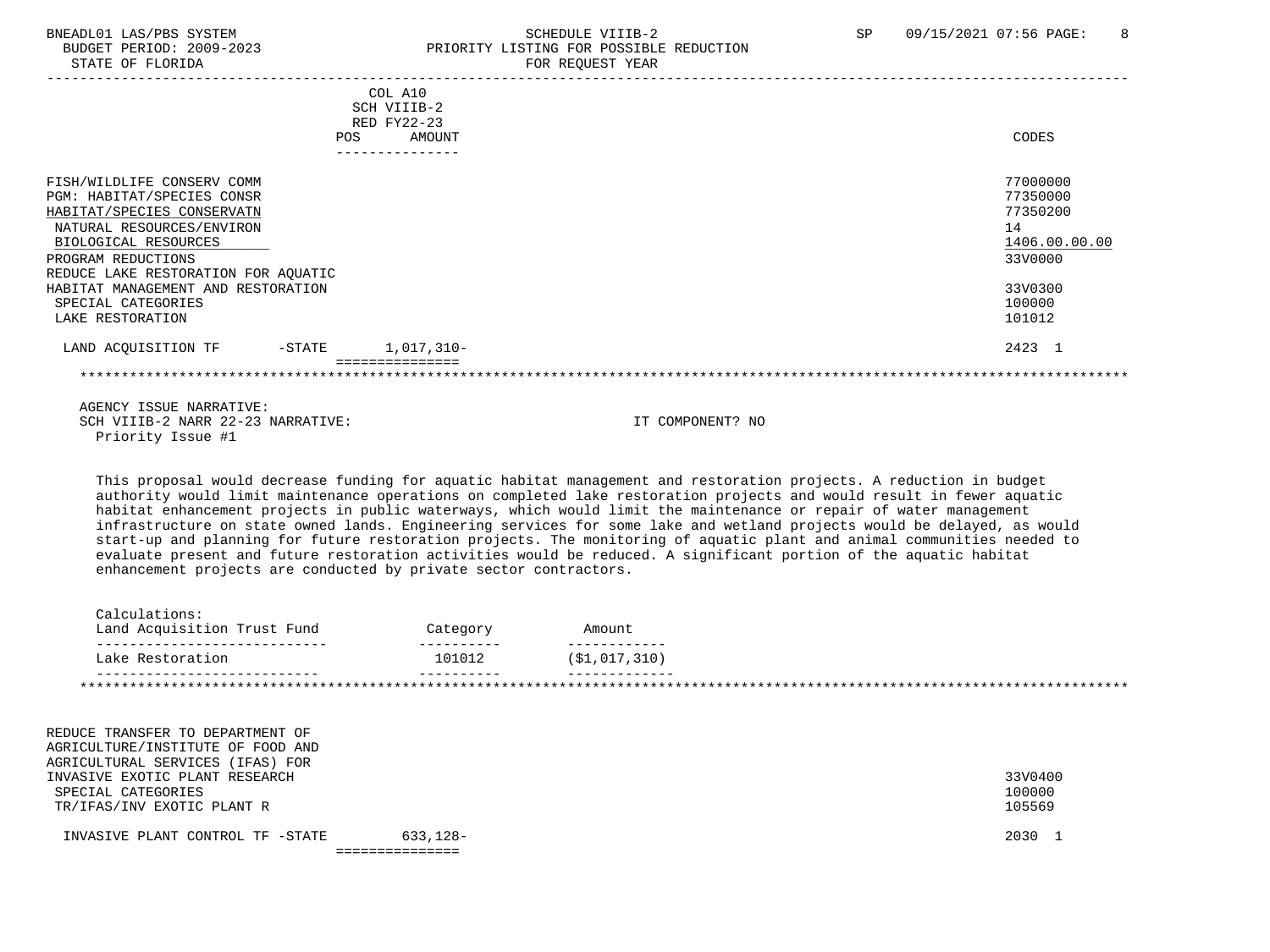BNEADL01 LAS/PBS SYSTEM — SCHEDULE VIIIB-2 — SP 09/15/2021 07:56
BUDGET PERIOD: 2009-2023 — PRIORITY LISTING FOR POSSIBLE REDUCTION
STATE OF FLORIDA — FOR REQUEST YEAR

| | COL A10 SCH VIIIB-2 RED FY22-23 POS | AMOUNT | CODES |
|---|---|---|---|
| FISH/WILDLIFE CONSERV COMM | | | 77000000 |
| PGM: HABITAT/SPECIES CONSR | | | 77350000 |
| HABITAT/SPECIES CONSERVATN | | | 77350200 |
| NATURAL RESOURCES/ENVIRON | | | 14 |
| BIOLOGICAL RESOURCES | | | 1406.00.00.00 |
| PROGRAM REDUCTIONS | | | 33V0000 |
| REDUCE LAKE RESTORATION FOR AQUATIC HABITAT MANAGEMENT AND RESTORATION | | | 33V0300 |
| SPECIAL CATEGORIES | | | 100000 |
| LAKE RESTORATION | | | 101012 |
| LAND ACQUISITION TF -STATE | | 1,017,310- | 2423 1 |

AGENCY ISSUE NARRATIVE:
SCH VIIIB-2 NARR 22-23 NARRATIVE: IT COMPONENT? NO
Priority Issue #1

This proposal would decrease funding for aquatic habitat management and restoration projects. A reduction in budget authority would limit maintenance operations on completed lake restoration projects and would result in fewer aquatic habitat enhancement projects in public waterways, which would limit the maintenance or repair of water management infrastructure on state owned lands. Engineering services for some lake and wetland projects would be delayed, as would start-up and planning for future restoration projects. The monitoring of aquatic plant and animal communities needed to evaluate present and future restoration activities would be reduced. A significant portion of the aquatic habitat enhancement projects are conducted by private sector contractors.

Calculations:

| Land Acquisition Trust Fund | Category | Amount |
|---|---|---|
| Lake Restoration | 101012 | ($1,017,310) |

| | COL A10 SCH VIIIB-2 RED FY22-23 POS | AMOUNT | CODES |
|---|---|---|---|
| REDUCE TRANSFER TO DEPARTMENT OF AGRICULTURE/INSTITUTE OF FOOD AND AGRICULTURAL SERVICES (IFAS) FOR INVASIVE EXOTIC PLANT RESEARCH | | | 33V0400 |
| SPECIAL CATEGORIES | | | 100000 |
| TR/IFAS/INV EXOTIC PLANT R | | | 105569 |
| INVASIVE PLANT CONTROL TF -STATE | | 633,128- | 2030 1 |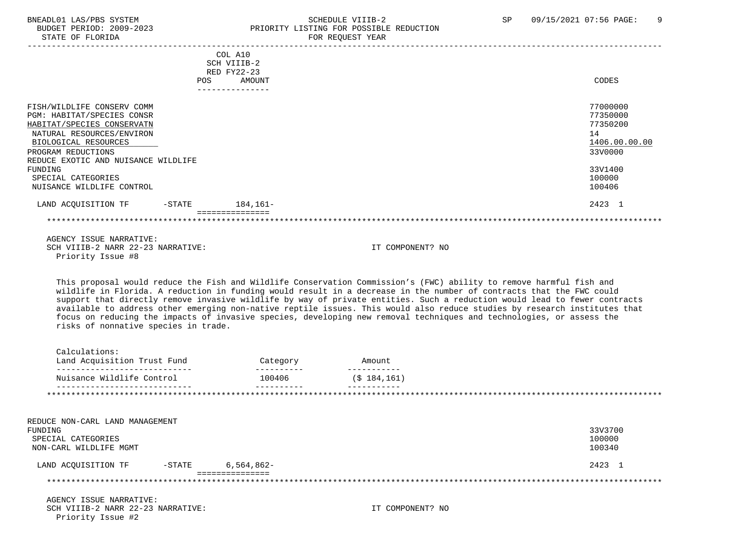| | COL A10 SCH VIIIB-2 RED FY22-23 POS AMOUNT | CODES |
|---|---|---|
| FISH/WILDLIFE CONSERV COMM | | 77000000 |
| PGM: HABITAT/SPECIES CONSR | | 77350000 |
| HABITAT/SPECIES CONSERVATN | | 77350200 |
| NATURAL RESOURCES/ENVIRON | | 14 |
| BIOLOGICAL RESOURCES | | 1406.00.00.00 |
| PROGRAM REDUCTIONS | | 33V0000 |
| REDUCE EXOTIC AND NUISANCE WILDLIFE FUNDING | | 33V1400 |
| SPECIAL CATEGORIES | | 100000 |
| NUISANCE WILDLIFE CONTROL | | 100406 |
| LAND ACQUISITION TF -STATE | 184,161- | 2423 1 |

AGENCY ISSUE NARRATIVE:
SCH VIIIB-2 NARR 22-23 NARRATIVE: IT COMPONENT? NO
Priority Issue #8

This proposal would reduce the Fish and Wildlife Conservation Commission's (FWC) ability to remove harmful fish and wildlife in Florida. A reduction in funding would result in a decrease in the number of contracts that the FWC could support that directly remove invasive wildlife by way of private entities. Such a reduction would lead to fewer contracts available to address other emerging non-native reptile issues. This would also reduce studies by research institutes that focus on reducing the impacts of invasive species, developing new removal techniques and technologies, or assess the risks of nonnative species in trade.

Calculations:

| Land Acquisition Trust Fund | Category | Amount |
|---|---|---|
| Nuisance Wildlife Control | 100406 | ($ 184,161) |

| | POS AMOUNT | CODES |
|---|---|---|
| REDUCE NON-CARL LAND MANAGEMENT FUNDING | | 33V3700 |
| SPECIAL CATEGORIES | | 100000 |
| NON-CARL WILDLIFE MGMT | | 100340 |
| LAND ACQUISITION TF -STATE | 6,564,862- | 2423 1 |

AGENCY ISSUE NARRATIVE:
SCH VIIIB-2 NARR 22-23 NARRATIVE: IT COMPONENT? NO
Priority Issue #2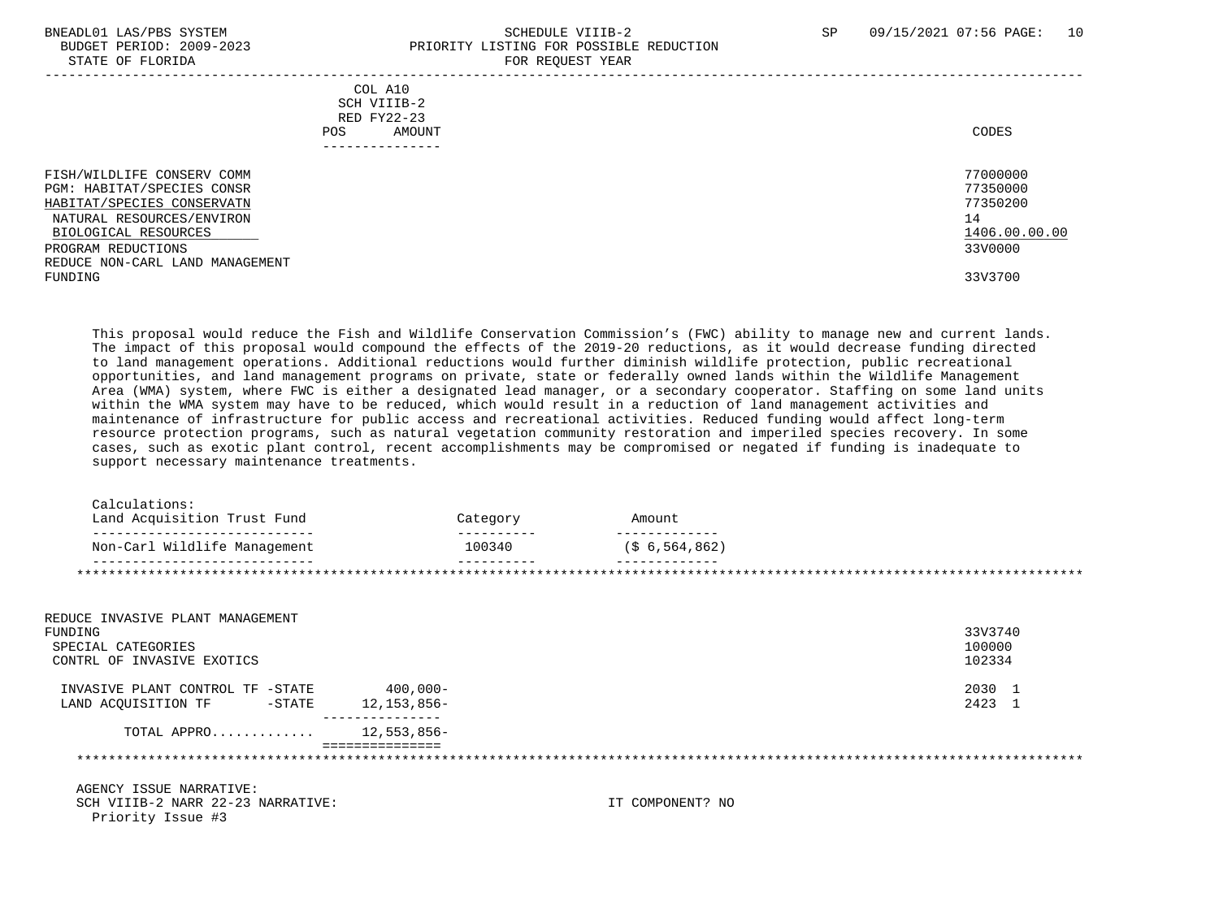BNEADL01 LAS/PBS SYSTEM — SCHEDULE VIIIB-2 — SP 09/15/2021 07:56
BUDGET PERIOD: 2009-2023 — PRIORITY LISTING FOR POSSIBLE REDUCTION
STATE OF FLORIDA — FOR REQUEST YEAR

| | COL A10 SCH VIIIB-2 RED FY22-23 POS AMOUNT | CODES |
|---|---|---|
| FISH/WILDLIFE CONSERV COMM | | 77000000 |
| PGM: HABITAT/SPECIES CONSR | | 77350000 |
| HABITAT/SPECIES CONSERVATN | | 77350200 |
| NATURAL RESOURCES/ENVIRON | | 14 |
| BIOLOGICAL RESOURCES | | 1406.00.00.00 |
| PROGRAM REDUCTIONS | | 33V0000 |
| REDUCE NON-CARL LAND MANAGEMENT FUNDING | | 33V3700 |

This proposal would reduce the Fish and Wildlife Conservation Commission's (FWC) ability to manage new and current lands. The impact of this proposal would compound the effects of the 2019-20 reductions, as it would decrease funding directed to land management operations. Additional reductions would further diminish wildlife protection, public recreational opportunities, and land management programs on private, state or federally owned lands within the Wildlife Management Area (WMA) system, where FWC is either a designated lead manager, or a secondary cooperator. Staffing on some land units within the WMA system may have to be reduced, which would result in a reduction of land management activities and maintenance of infrastructure for public access and recreational activities. Reduced funding would affect long-term resource protection programs, such as natural vegetation community restoration and imperiled species recovery. In some cases, such as exotic plant control, recent accomplishments may be compromised or negated if funding is inadequate to support necessary maintenance treatments.

Calculations:

| Land Acquisition Trust Fund | Category | Amount |
|---|---|---|
| Non-Carl Wildlife Management | 100340 | ($ 6,564,862) |

****************************************************************************************************

| | POS | AMOUNT | CODES |
|---|---|---|---|
| REDUCE INVASIVE PLANT MANAGEMENT FUNDING | | | 33V3740 |
| SPECIAL CATEGORIES | | | 100000 |
| CONTRL OF INVASIVE EXOTICS | | | 102334 |
| INVASIVE PLANT CONTROL TF -STATE | | 400,000- | 2030 1 |
| LAND ACQUISITION TF -STATE | | 12,153,856- | 2423 1 |
| TOTAL APPRO............. | | 12,553,856- | |

****************************************************************************************************

AGENCY ISSUE NARRATIVE:
SCH VIIIB-2 NARR 22-23 NARRATIVE: IT COMPONENT? NO
Priority Issue #3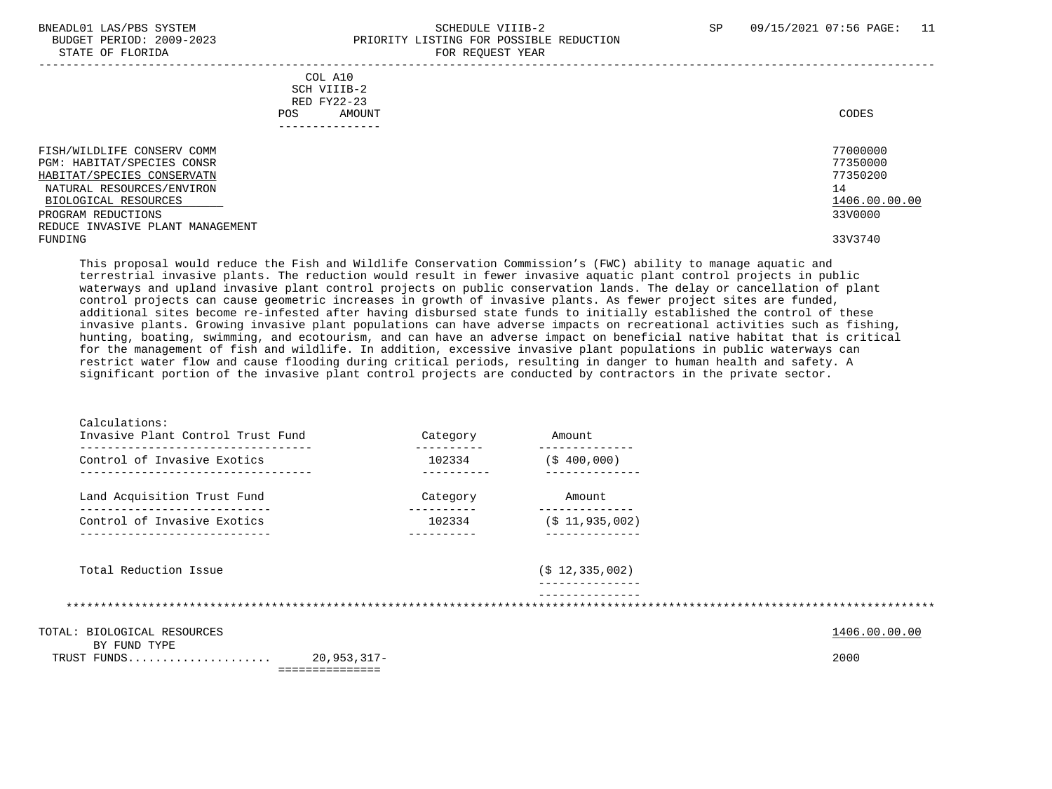BNEADL01 LAS/PBS SYSTEM — SCHEDULE VIIIB-2 — SP 09/15/2021 07:56

BUDGET PERIOD: 2009-2023 — PRIORITY LISTING FOR POSSIBLE REDUCTION

STATE OF FLORIDA — FOR REQUEST YEAR

| | COL A10 SCH VIIIB-2 RED FY22-23 POS AMOUNT | CODES |
|---|---|---|
| FISH/WILDLIFE CONSERV COMM | | 77000000 |
| PGM: HABITAT/SPECIES CONSR | | 77350000 |
| HABITAT/SPECIES CONSERVATN | | 77350200 |
| NATURAL RESOURCES/ENVIRON | | 14 |
| BIOLOGICAL RESOURCES | | 1406.00.00.00 |
| PROGRAM REDUCTIONS | | 33V0000 |
| REDUCE INVASIVE PLANT MANAGEMENT FUNDING | | 33V3740 |

This proposal would reduce the Fish and Wildlife Conservation Commission's (FWC) ability to manage aquatic and terrestrial invasive plants. The reduction would result in fewer invasive aquatic plant control projects in public waterways and upland invasive plant control projects on public conservation lands. The delay or cancellation of plant control projects can cause geometric increases in growth of invasive plants. As fewer project sites are funded, additional sites become re-infested after having disbursed state funds to initially established the control of these invasive plants. Growing invasive plant populations can have adverse impacts on recreational activities such as fishing, hunting, boating, swimming, and ecotourism, and can have an adverse impact on beneficial native habitat that is critical for the management of fish and wildlife. In addition, excessive invasive plant populations in public waterways can restrict water flow and cause flooding during critical periods, resulting in danger to human health and safety. A significant portion of the invasive plant control projects are conducted by contractors in the private sector.

Calculations:

| Invasive Plant Control Trust Fund | Category | Amount |
|---|---|---|
| Control of Invasive Exotics | 102334 | ($ 400,000) |

| Land Acquisition Trust Fund | Category | Amount |
|---|---|---|
| Control of Invasive Exotics | 102334 | ($ 11,935,002) |

| Total Reduction Issue | | ($ 12,335,002) |
|---|---|---|

| TOTAL: BIOLOGICAL RESOURCES | | 1406.00.00.00 |
|---|---|---|
| BY FUND TYPE | | |
| TRUST FUNDS.................... | 20,953,317- | 2000 |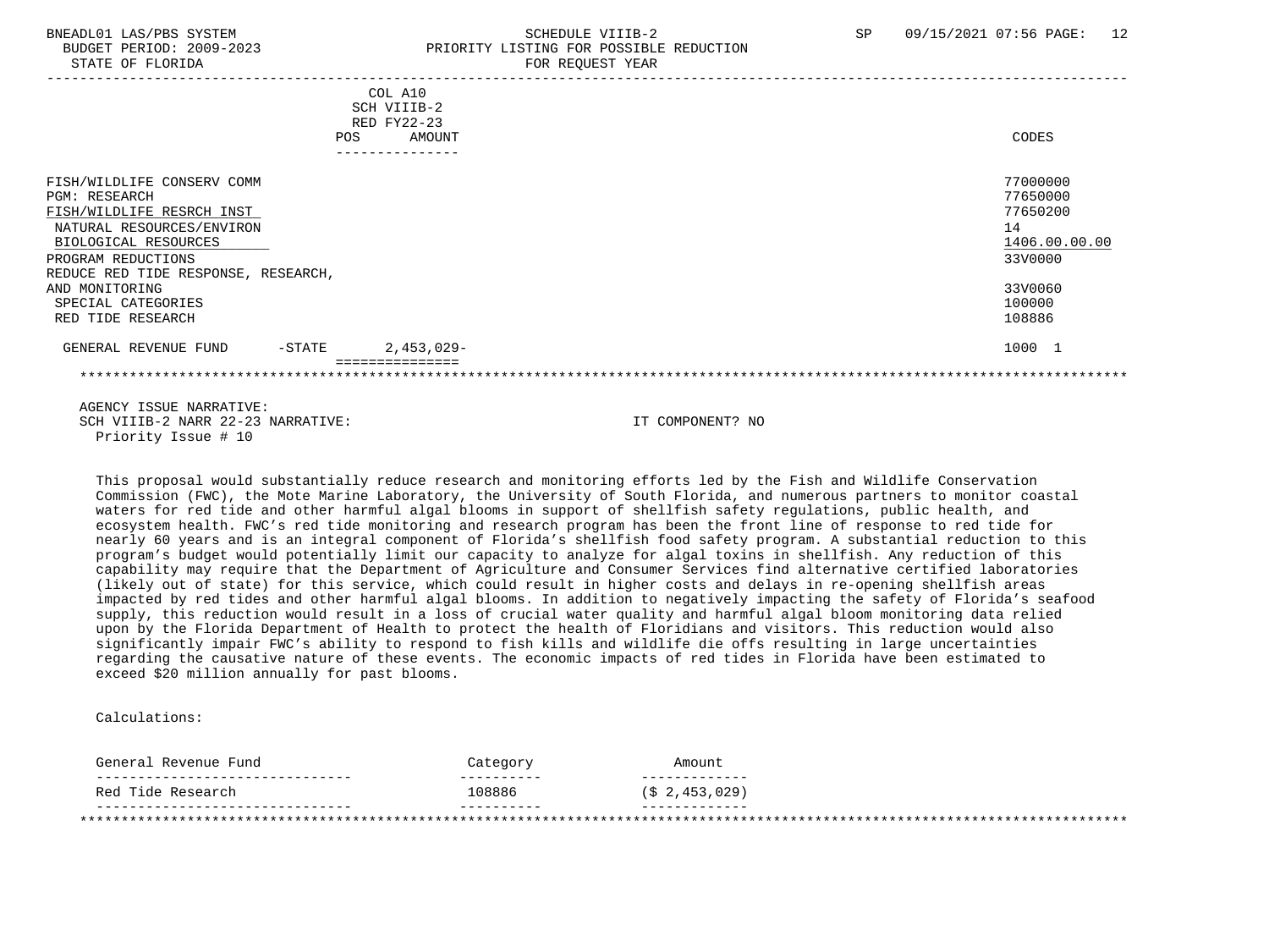| | COL A10 SCH VIIIB-2 RED FY22-23 POS AMOUNT | CODES |
|---|---|---|
| FISH/WILDLIFE CONSERV COMM | | 77000000 |
| PGM: RESEARCH | | 77650000 |
| FISH/WILDLIFE RESRCH INST | | 77650200 |
| NATURAL RESOURCES/ENVIRON | | 14 |
| BIOLOGICAL RESOURCES | | 1406.00.00.00 |
| PROGRAM REDUCTIONS | | 33V0000 |
| REDUCE RED TIDE RESPONSE, RESEARCH, AND MONITORING | | 33V0060 |
| SPECIAL CATEGORIES | | 100000 |
| RED TIDE RESEARCH | | 108886 |
| GENERAL REVENUE FUND -STATE | 2,453,029- | 1000 1 |

AGENCY ISSUE NARRATIVE:
SCH VIIIB-2 NARR 22-23 NARRATIVE: IT COMPONENT? NO
Priority Issue # 10

This proposal would substantially reduce research and monitoring efforts led by the Fish and Wildlife Conservation Commission (FWC), the Mote Marine Laboratory, the University of South Florida, and numerous partners to monitor coastal waters for red tide and other harmful algal blooms in support of shellfish safety regulations, public health, and ecosystem health. FWC's red tide monitoring and research program has been the front line of response to red tide for nearly 60 years and is an integral component of Florida's shellfish food safety program. A substantial reduction to this program's budget would potentially limit our capacity to analyze for algal toxins in shellfish. Any reduction of this capability may require that the Department of Agriculture and Consumer Services find alternative certified laboratories (likely out of state) for this service, which could result in higher costs and delays in re-opening shellfish areas impacted by red tides and other harmful algal blooms. In addition to negatively impacting the safety of Florida's seafood supply, this reduction would result in a loss of crucial water quality and harmful algal bloom monitoring data relied upon by the Florida Department of Health to protect the health of Floridians and visitors. This reduction would also significantly impair FWC's ability to respond to fish kills and wildlife die offs resulting in large uncertainties regarding the causative nature of these events. The economic impacts of red tides in Florida have been estimated to exceed $20 million annually for past blooms.

Calculations:

| General Revenue Fund | Category | Amount |
|---|---|---|
| Red Tide Research | 108886 | ($ 2,453,029) |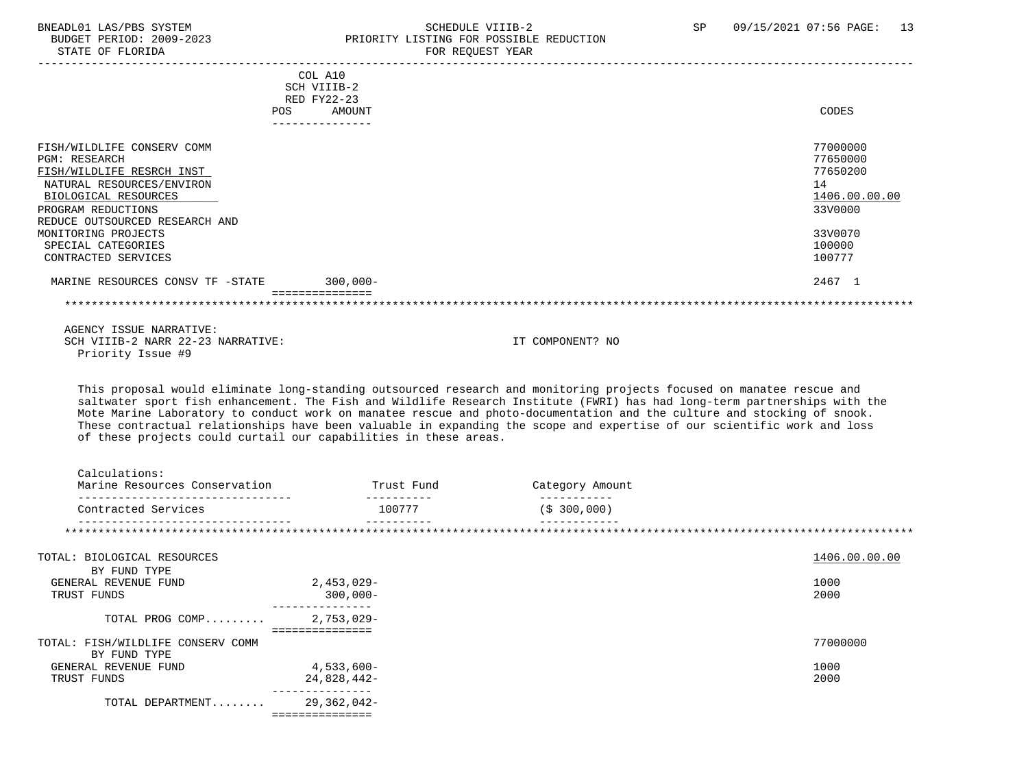| | COL A10 SCH VIIIB-2 RED FY22-23 POS AMOUNT | CODES |
|---|---|---|
| FISH/WILDLIFE CONSERV COMM | | 77000000 |
| PGM: RESEARCH | | 77650000 |
| FISH/WILDLIFE RESRCH INST | | 77650200 |
| NATURAL RESOURCES/ENVIRON | | 14 |
| BIOLOGICAL RESOURCES | | 1406.00.00.00 |
| PROGRAM REDUCTIONS | | 33V0000 |
| REDUCE OUTSOURCED RESEARCH AND MONITORING PROJECTS | | 33V0070 |
| SPECIAL CATEGORIES | | 100000 |
| CONTRACTED SERVICES | | 100777 |
| MARINE RESOURCES CONSV TF -STATE | 300,000- | 2467 1 |

AGENCY ISSUE NARRATIVE:
SCH VIIIB-2 NARR 22-23 NARRATIVE: IT COMPONENT? NO
Priority Issue #9

This proposal would eliminate long-standing outsourced research and monitoring projects focused on manatee rescue and saltwater sport fish enhancement. The Fish and Wildlife Research Institute (FWRI) has had long-term partnerships with the Mote Marine Laboratory to conduct work on manatee rescue and photo-documentation and the culture and stocking of snook. These contractual relationships have been valuable in expanding the scope and expertise of our scientific work and loss of these projects could curtail our capabilities in these areas.

Calculations:

| Marine Resources Conservation | Trust Fund | Category Amount |
|---|---|---|
| Contracted Services | 100777 | ($ 300,000) |

| | | |
|---|---|---|
| TOTAL: BIOLOGICAL RESOURCES | | 1406.00.00.00 |
| BY FUND TYPE | | |
| GENERAL REVENUE FUND | 2,453,029- | 1000 |
| TRUST FUNDS | 300,000- | 2000 |
| TOTAL PROG COMP......... | 2,753,029- | |
| TOTAL: FISH/WILDLIFE CONSERV COMM | | 77000000 |
| BY FUND TYPE | | |
| GENERAL REVENUE FUND | 4,533,600- | 1000 |
| TRUST FUNDS | 24,828,442- | 2000 |
| TOTAL DEPARTMENT........ | 29,362,042- | |